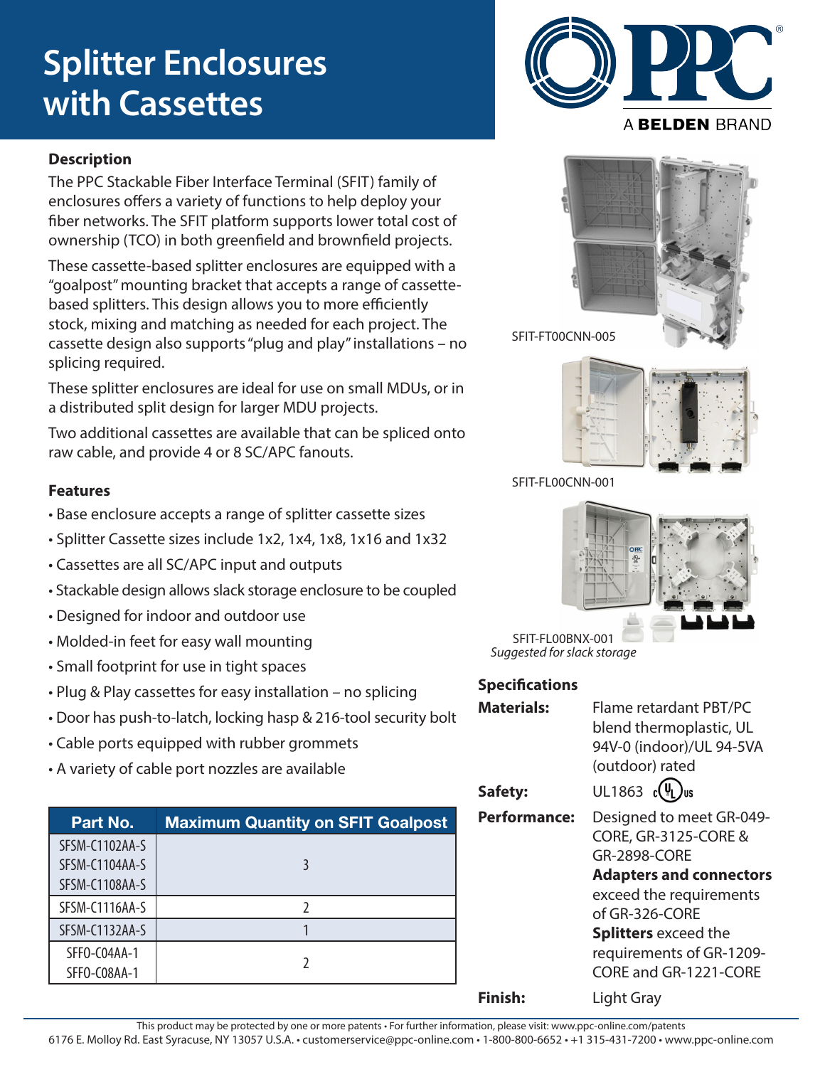# Splitter Enclosures with Cassettes

A BELDEN BRAND

### Description

The PPC Stackable Fiber Interface Terminal (SFIT) family of enclosures offers a variety of functions to help deploy your fiber networks. The SFIT platform supports lower total cost of ownership (TCO) in both greenfield and brownfield projects.

These cassette-based splitter enclosures are equipped with a "goalpost" mounting bracket that accepts a range of cassette-based splitters. This design allows you to more efficiently stock, mixing and matching as needed for each project. The cassette design also supports "plug and play" installations – no splicing required.

These splitter enclosures are ideal for use on small MDUs, or in a distributed split design for larger MDU projects.

Two additional cassettes are available that can be spliced onto raw cable, and provide 4 or 8 SC/APC fanouts.

### Features

- Base enclosure accepts a range of splitter cassette sizes
- Splitter Cassette sizes include 1x2, 1x4, 1x8, 1x16 and 1x32
- Cassettes are all SC/APC input and outputs
- Stackable design allows slack storage enclosure to be coupled
- Designed for indoor and outdoor use
- Molded-in feet for easy wall mounting
- Small footprint for use in tight spaces
- Plug & Play cassettes for easy installation – no splicing
- Door has push-to-latch, locking hasp & 216-tool security bolt
- Cable ports equipped with rubber grommets
- A variety of cable port nozzles are available

| Part No. | Maximum Quantity on SFIT Goalpost |
|---|---|
| SFSM-C1102AA-S<br>SFSM-C1104AA-S<br>SFSM-C1108AA-S | 3 |
| SFSM-C1116AA-S | 2 |
| SFSM-C1132AA-S | 1 |
| SFFO-C04AA-1<br>SFFO-C08AA-1 | 2 |

SFIT-FT00CNN-005

SFIT-FL00CNN-001

SFIT-FL00BNX-001
*Suggested for slack storage*

### Specifications

**Materials:** Flame retardant PBT/PC blend thermoplastic, UL 94V-0 (indoor)/UL 94-5VA (outdoor) rated

**Safety:** UL1863 cULus

**Performance:** Designed to meet GR-049-CORE, GR-3125-CORE & GR-2898-CORE
**Adapters and connectors** exceed the requirements of GR-326-CORE
**Splitters** exceed the requirements of GR-1209-CORE and GR-1221-CORE

**Finish:** Light Gray

This product may be protected by one or more patents • For further information, please visit: www.ppc-online.com/patents
6176 E. Molloy Rd. East Syracuse, NY 13057 U.S.A. • customerservice@ppc-online.com • 1-800-800-6652 • +1 315-431-7200 • www.ppc-online.com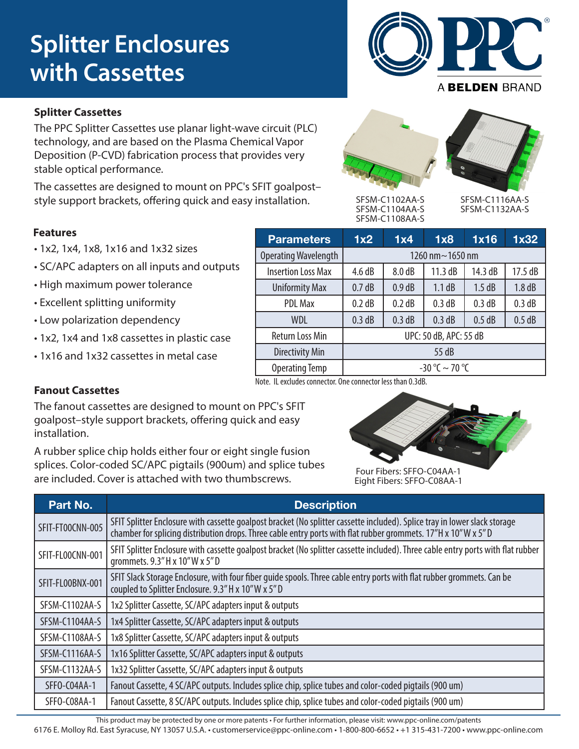# Splitter Enclosures with Cassettes

PPC
A BELDEN BRAND

### Splitter Cassettes

The PPC Splitter Cassettes use planar light-wave circuit (PLC) technology, and are based on the Plasma Chemical Vapor Deposition (P-CVD) fabrication process that provides very stable optical performance.

The cassettes are designed to mount on PPC's SFIT goalpost–style support brackets, offering quick and easy installation.

SFSM-C1102AA-S
SFSM-C1104AA-S
SFSM-C1108AA-S

SFSM-C1116AA-S
SFSM-C1132AA-S

### Features

- 1x2, 1x4, 1x8, 1x16 and 1x32 sizes
- SC/APC adapters on all inputs and outputs
- High maximum power tolerance
- Excellent splitting uniformity
- Low polarization dependency
- 1x2, 1x4 and 1x8 cassettes in plastic case
- 1x16 and 1x32 cassettes in metal case

| Parameters | 1x2 | 1x4 | 1x8 | 1x16 | 1x32 |
|---|---|---|---|---|---|
| Operating Wavelength | 1260 nm~1650 nm | | | | |
| Insertion Loss Max | 4.6 dB | 8.0 dB | 11.3 dB | 14.3 dB | 17.5 dB |
| Uniformity Max | 0.7 dB | 0.9 dB | 1.1 dB | 1.5 dB | 1.8 dB |
| PDL Max | 0.2 dB | 0.2 dB | 0.3 dB | 0.3 dB | 0.3 dB |
| WDL | 0.3 dB | 0.3 dB | 0.3 dB | 0.5 dB | 0.5 dB |
| Return Loss Min | UPC: 50 dB, APC: 55 dB | | | | |
| Directivity Min | 55 dB | | | | |
| Operating Temp | -30 °C ~ 70 °C | | | | |

Note. IL excludes connector. One connector less than 0.3dB.

### Fanout Cassettes

The fanout cassettes are designed to mount on PPC's SFIT goalpost–style support brackets, offering quick and easy installation.

A rubber splice chip holds either four or eight single fusion splices. Color-coded SC/APC pigtails (900um) and splice tubes are included. Cover is attached with two thumbscrews.

Four Fibers: SFFO-C04AA-1
Eight Fibers: SFFO-C08AA-1

| Part No. | Description |
|---|---|
| SFIT-FT00CNN-005 | SFIT Splitter Enclosure with cassette goalpost bracket (No splitter cassette included). Splice tray in lower slack storage chamber for splicing distribution drops. Three cable entry ports with flat rubber grommets. 17"H x 10"W x 5"D |
| SFIT-FL00CNN-001 | SFIT Splitter Enclosure with cassette goalpost bracket (No splitter cassette included). Three cable entry ports with flat rubber grommets. 9.3"H x 10"W x 5"D |
| SFIT-FL00BNX-001 | SFIT Slack Storage Enclosure, with four fiber guide spools. Three cable entry ports with flat rubber grommets. Can be coupled to Splitter Enclosure. 9.3"H x 10"W x 5"D |
| SFSM-C1102AA-S | 1x2 Splitter Cassette, SC/APC adapters input & outputs |
| SFSM-C1104AA-S | 1x4 Splitter Cassette, SC/APC adapters input & outputs |
| SFSM-C1108AA-S | 1x8 Splitter Cassette, SC/APC adapters input & outputs |
| SFSM-C1116AA-S | 1x16 Splitter Cassette, SC/APC adapters input & outputs |
| SFSM-C1132AA-S | 1x32 Splitter Cassette, SC/APC adapters input & outputs |
| SFFO-C04AA-1 | Fanout Cassette, 4 SC/APC outputs. Includes splice chip, splice tubes and color-coded pigtails (900 um) |
| SFFO-C08AA-1 | Fanout Cassette, 8 SC/APC outputs. Includes splice chip, splice tubes and color-coded pigtails (900 um) |

This product may be protected by one or more patents • For further information, please visit: www.ppc-online.com/patents
6176 E. Molloy Rd. East Syracuse, NY 13057 U.S.A. • customerservice@ppc-online.com • 1-800-800-6652 • +1 315-431-7200 • www.ppc-online.com